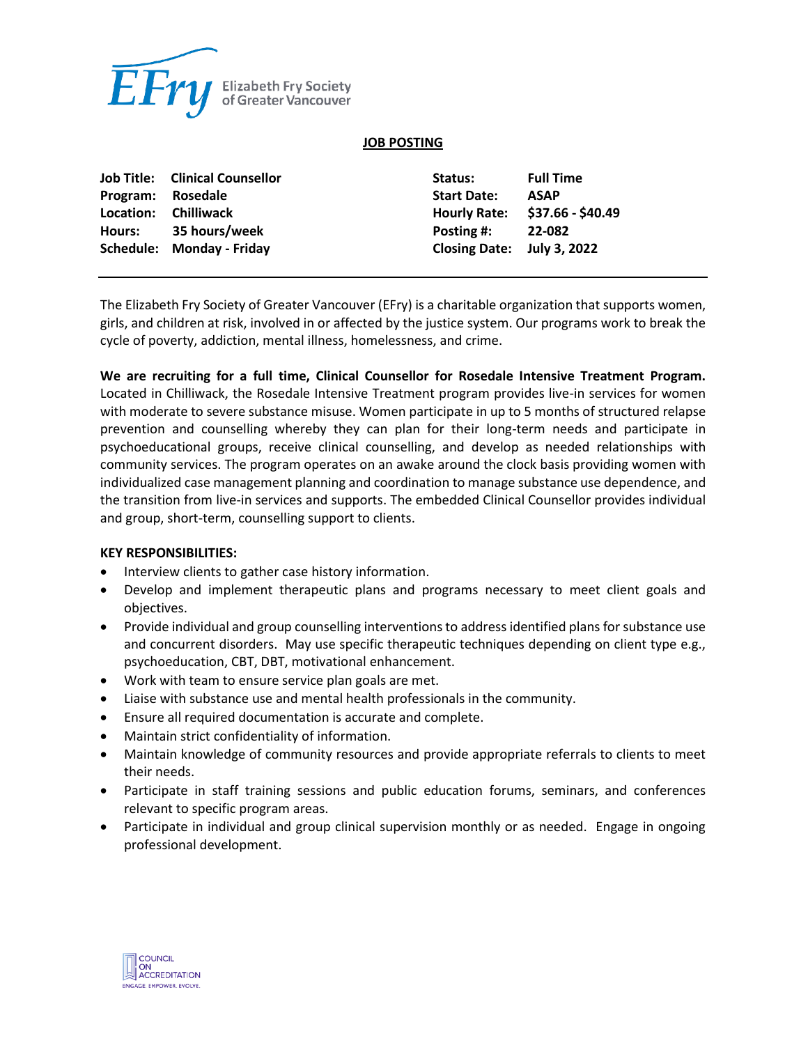Elizabeth Fry Society of Greater Vancouver

# JOB POSTING

| | | | |
|---|---|---|---|
| **Job Title:** | **Clinical Counsellor** | **Status:** | **Full Time** |
| **Program:** | **Rosedale** | **Start Date:** | **ASAP** |
| **Location:** | **Chilliwack** | **Hourly Rate:** | **$37.66 - $40.49** |
| **Hours:** | **35 hours/week** | **Posting #:** | **22-082** |
| **Schedule:** | **Monday - Friday** | **Closing Date:** | **July 3, 2022** |

---

The Elizabeth Fry Society of Greater Vancouver (EFry) is a charitable organization that supports women, girls, and children at risk, involved in or affected by the justice system. Our programs work to break the cycle of poverty, addiction, mental illness, homelessness, and crime.

**We are recruiting for a full time, Clinical Counsellor for Rosedale Intensive Treatment Program.** Located in Chilliwack, the Rosedale Intensive Treatment program provides live-in services for women with moderate to severe substance misuse. Women participate in up to 5 months of structured relapse prevention and counselling whereby they can plan for their long-term needs and participate in psychoeducational groups, receive clinical counselling, and develop as needed relationships with community services. The program operates on an awake around the clock basis providing women with individualized case management planning and coordination to manage substance use dependence, and the transition from live-in services and supports. The embedded Clinical Counsellor provides individual and group, short-term, counselling support to clients.

**KEY RESPONSIBILITIES:**

- Interview clients to gather case history information.
- Develop and implement therapeutic plans and programs necessary to meet client goals and objectives.
- Provide individual and group counselling interventions to address identified plans for substance use and concurrent disorders. May use specific therapeutic techniques depending on client type e.g., psychoeducation, CBT, DBT, motivational enhancement.
- Work with team to ensure service plan goals are met.
- Liaise with substance use and mental health professionals in the community.
- Ensure all required documentation is accurate and complete.
- Maintain strict confidentiality of information.
- Maintain knowledge of community resources and provide appropriate referrals to clients to meet their needs.
- Participate in staff training sessions and public education forums, seminars, and conferences relevant to specific program areas.
- Participate in individual and group clinical supervision monthly or as needed. Engage in ongoing professional development.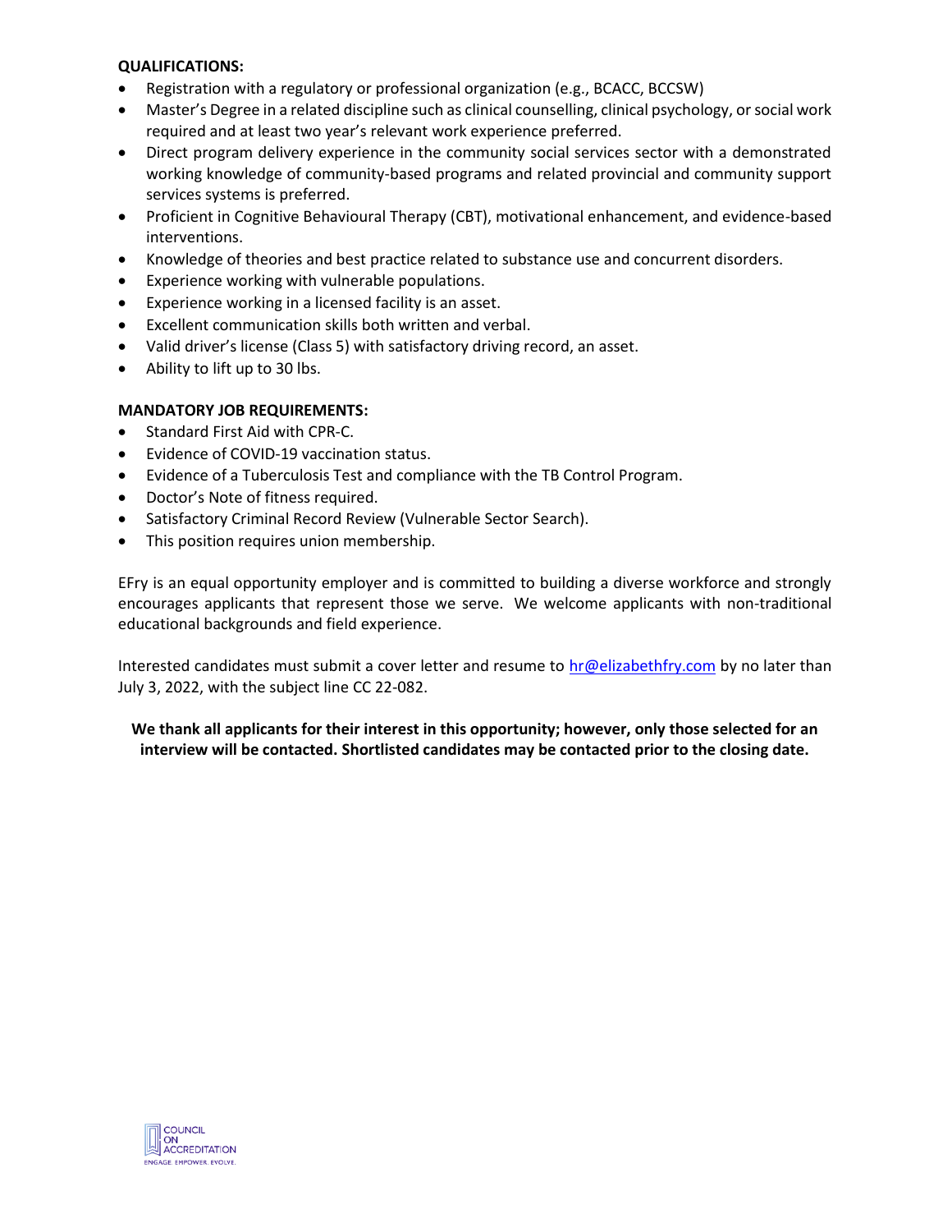**QUALIFICATIONS:**

- Registration with a regulatory or professional organization (e.g., BCACC, BCCSW)
- Master's Degree in a related discipline such as clinical counselling, clinical psychology, or social work required and at least two year's relevant work experience preferred.
- Direct program delivery experience in the community social services sector with a demonstrated working knowledge of community-based programs and related provincial and community support services systems is preferred.
- Proficient in Cognitive Behavioural Therapy (CBT), motivational enhancement, and evidence-based interventions.
- Knowledge of theories and best practice related to substance use and concurrent disorders.
- Experience working with vulnerable populations.
- Experience working in a licensed facility is an asset.
- Excellent communication skills both written and verbal.
- Valid driver's license (Class 5) with satisfactory driving record, an asset.
- Ability to lift up to 30 lbs.

**MANDATORY JOB REQUIREMENTS:**

- Standard First Aid with CPR-C.
- Evidence of COVID-19 vaccination status.
- Evidence of a Tuberculosis Test and compliance with the TB Control Program.
- Doctor's Note of fitness required.
- Satisfactory Criminal Record Review (Vulnerable Sector Search).
- This position requires union membership.

EFry is an equal opportunity employer and is committed to building a diverse workforce and strongly encourages applicants that represent those we serve. We welcome applicants with non-traditional educational backgrounds and field experience.

Interested candidates must submit a cover letter and resume to hr@elizabethfry.com by no later than July 3, 2022, with the subject line CC 22-082.

**We thank all applicants for their interest in this opportunity; however, only those selected for an interview will be contacted. Shortlisted candidates may be contacted prior to the closing date.**

COUNCIL ON ACCREDITATION
ENGAGE. EMPOWER. EVOLVE.